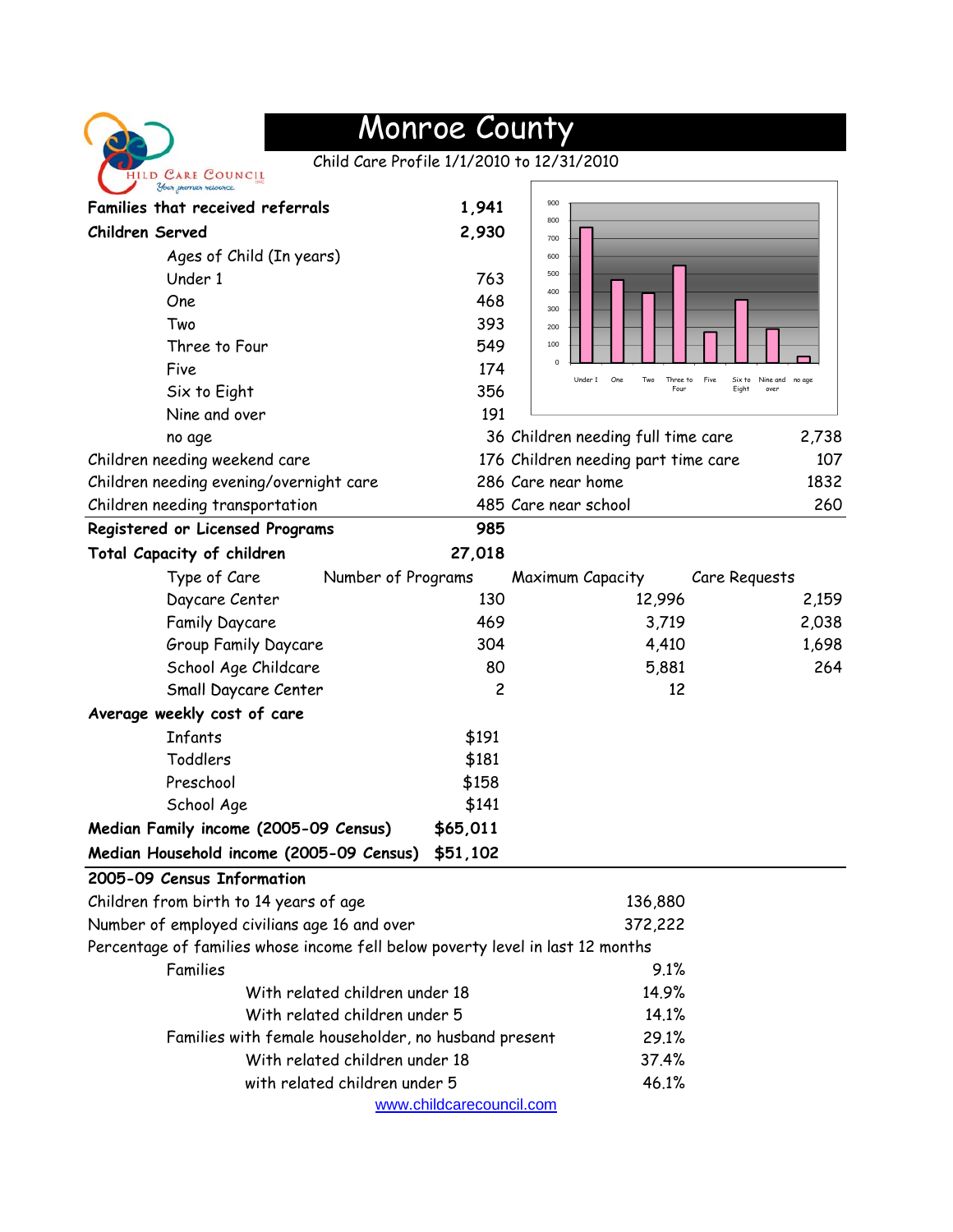# Monroe County

Child Care Profile 1/1/2010 to 12/31/2010

| | |
|---|---|
| **Families that received referrals** | **1,941** |
| **Children Served** | **2,930** |
| Ages of Child (In years) | |
| Under 1 | 763 |
| One | 468 |
| Two | 393 |
| Three to Four | 549 |
| Five | 174 |
| Six to Eight | 356 |
| Nine and over | 191 |
| no age | 36 |

| | | | |
|---|---|---|---|
| Children needing weekend care | 176 | Children needing full time care | 2,738 |
| Children needing evening/overnight care | 286 | Children needing part time care | 107 |
| Children needing transportation | 485 | Care near home | 1832 |
| | | Care near school | 260 |

| | |
|---|---|
| **Registered or Licensed Programs** | **985** |
| **Total Capacity of children** | **27,018** |

| Type of Care | Number of Programs | Maximum Capacity | Care Requests |
|---|---|---|---|
| Daycare Center | 130 | 12,996 | 2,159 |
| Family Daycare | 469 | 3,719 | 2,038 |
| Group Family Daycare | 304 | 4,410 | 1,698 |
| School Age Childcare | 80 | 5,881 | 264 |
| Small Daycare Center | 2 | 12 | |

**Average weekly cost of care**

| | |
|---|---|
| Infants | $191 |
| Toddlers | $181 |
| Preschool | $158 |
| School Age | $141 |

| | |
|---|---|
| **Median Family income (2005-09 Census)** | **$65,011** |
| **Median Household income (2005-09 Census)** | **$51,102** |

**2005-09 Census Information**

| | |
|---|---|
| Children from birth to 14 years of age | 136,880 |
| Number of employed civilians age 16 and over | 372,222 |
| Percentage of families whose income fell below poverty level in last 12 months | |
| Families | 9.1% |
| With related children under 18 | 14.9% |
| With related children under 5 | 14.1% |
| Families with female householder, no husband present | 29.1% |
| With related children under 18 | 37.4% |
| with related children under 5 | 46.1% |

www.childcarecouncil.com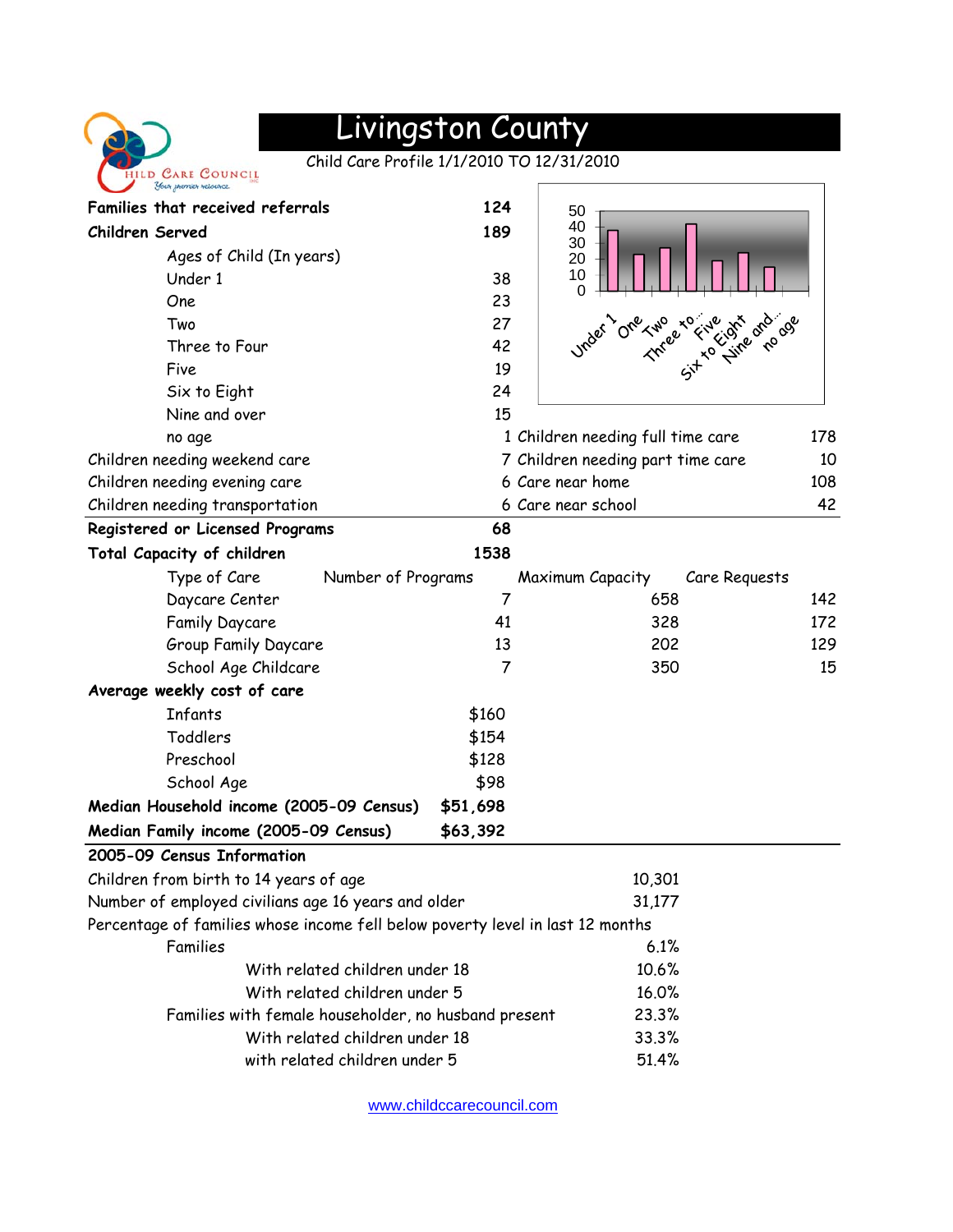# Livingston County

Child Care Profile 1/1/2010 TO 12/31/2010

| | |
|---|---|
| **Families that received referrals** | **124** |
| **Children Served** | **189** |
| Ages of Child (In years) | |
| Under 1 | 38 |
| One | 23 |
| Two | 27 |
| Three to Four | 42 |
| Five | 19 |
| Six to Eight | 24 |
| Nine and over | 15 |
| no age | 1 |

| | | | |
|---|---|---|---|
| Children needing weekend care | 7 | Children needing full time care | 178 |
| Children needing evening care | 6 | Children needing part time care | 10 |
| Children needing transportation | 6 | Care near home | 108 |
| | | Care near school | 42 |

| | | | |
|---|---|---|---|
| **Registered or Licensed Programs** | **68** | | |
| **Total Capacity of children** | **1538** | | |
| Type of Care | Number of Programs | Maximum Capacity | Care Requests |
| Daycare Center | 7 | 658 | 142 |
| Family Daycare | 41 | 328 | 172 |
| Group Family Daycare | 13 | 202 | 129 |
| School Age Childcare | 7 | 350 | 15 |

| | |
|---|---|
| **Average weekly cost of care** | |
| Infants | $160 |
| Toddlers | $154 |
| Preschool | $128 |
| School Age | $98 |
| **Median Household income (2005-09 Census)** | **$51,698** |
| **Median Family income (2005-09 Census)** | **$63,392** |

**2005-09 Census Information**

| | |
|---|---|
| Children from birth to 14 years of age | 10,301 |
| Number of employed civilians age 16 years and older | 31,177 |
| Percentage of families whose income fell below poverty level in last 12 months | |
| Families | 6.1% |
| With related children under 18 | 10.6% |
| With related children under 5 | 16.0% |
| Families with female householder, no husband present | 23.3% |
| With related children under 18 | 33.3% |
| with related children under 5 | 51.4% |

www.childccarecouncil.com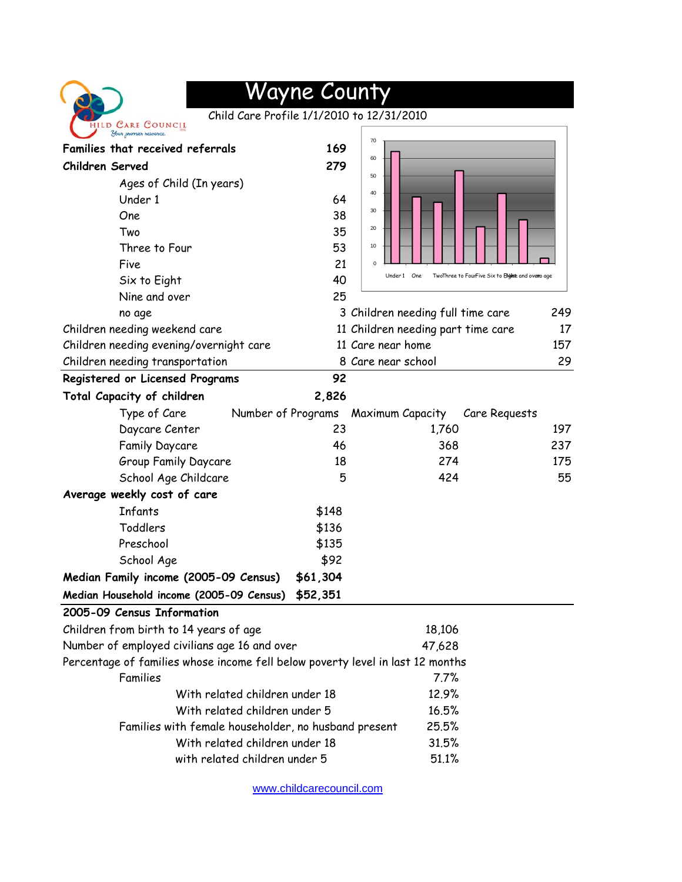# Wayne County

Child Care Profile 1/1/2010 to 12/31/2010

| | |
|---|---|
| **Families that received referrals** | **169** |
| **Children Served** | **279** |
| Ages of Child (In years) | |
| Under 1 | 64 |
| One | 38 |
| Two | 35 |
| Three to Four | 53 |
| Five | 21 |
| Six to Eight | 40 |
| Nine and over | 25 |
| no age | 3 |

70
60
50
40
30
20
10
0
Under 1 One Two Three to Four Five Six to Eight Nine and over no age

| | | | |
|---|---|---|---|
| Children needing weekend care | 11 | Children needing full time care | 249 |
| Children needing evening/overnight care | 11 | Children needing part time care | 17 |
| Children needing transportation | 8 | Care near home | 157 |
| | | Care near school | 29 |

**Registered or Licensed Programs** 92

**Total Capacity of children** 2,826

| Type of Care | Number of Programs | Maximum Capacity | Care Requests |
|---|---|---|---|
| Daycare Center | 23 | 1,760 | 197 |
| Family Daycare | 46 | 368 | 237 |
| Group Family Daycare | 18 | 274 | 175 |
| School Age Childcare | 5 | 424 | 55 |

**Average weekly cost of care**

| | |
|---|---|
| Infants | $148 |
| Toddlers | $136 |
| Preschool | $135 |
| School Age | $92 |

**Median Family income (2005-09 Census)** $61,304

**Median Household income (2005-09 Census)** $52,351

**2005-09 Census Information**

| | |
|---|---|
| Children from birth to 14 years of age | 18,106 |
| Number of employed civilians age 16 and over | 47,628 |
| Percentage of families whose income fell below poverty level in last 12 months | |
| Families | 7.7% |
| With related children under 18 | 12.9% |
| With related children under 5 | 16.5% |
| Families with female householder, no husband present | 25.5% |
| With related children under 18 | 31.5% |
| with related children under 5 | 51.1% |

www.childcarecouncil.com